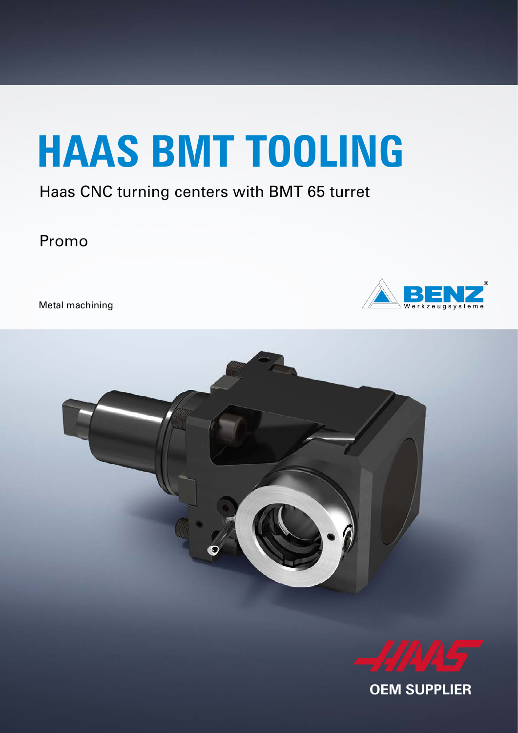# HAAS BMT TOOLING

Haas CNC turning centers with BMT 65 turret

Promo

Metal machining

BENZ Werkzeugsysteme

HAAS

OEM SUPPLIER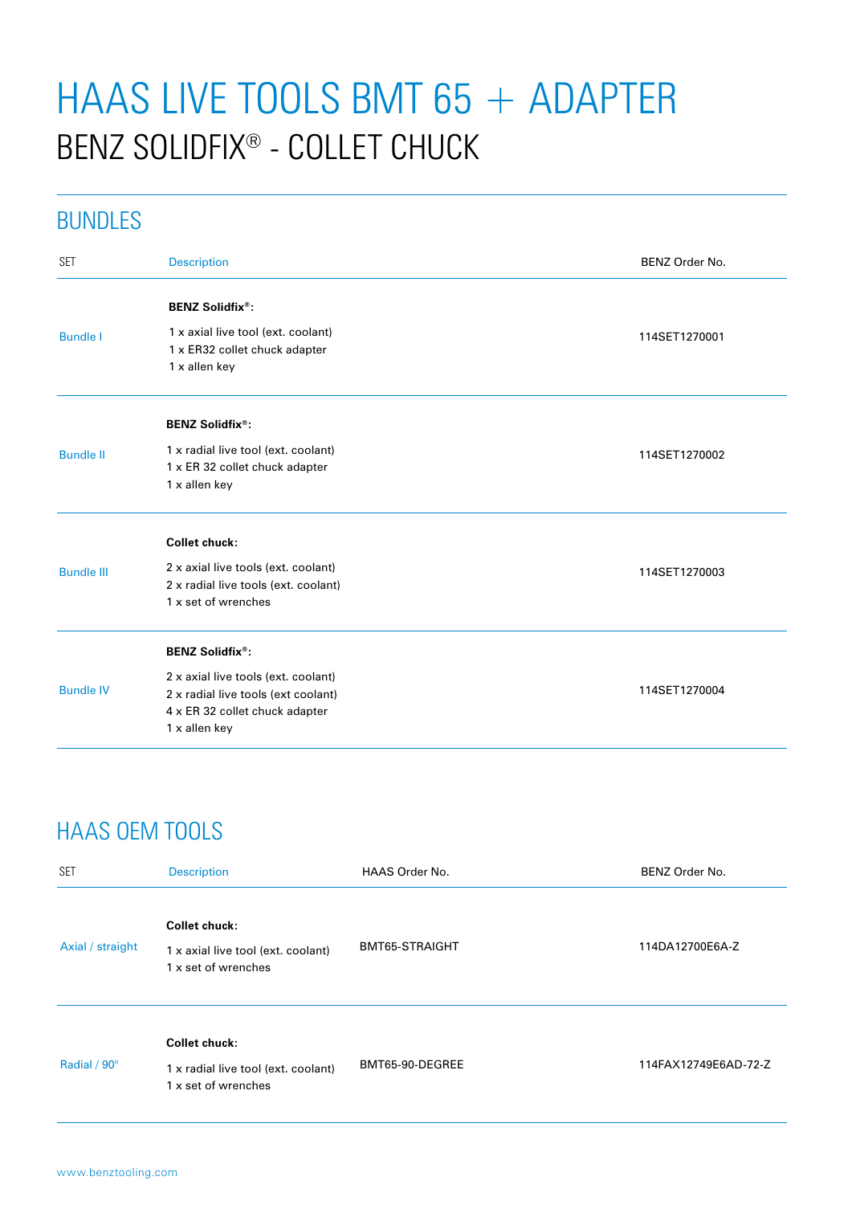# HAAS LIVE TOOLS BMT 65 + ADAPTER

## BENZ SOLIDFIX® - COLLET CHUCK

## BUNDLES

| SET | Description | BENZ Order No. |
|---|---|---|
| Bundle I | **BENZ Solidfix®:**<br>1 x axial live tool (ext. coolant)<br>1 x ER32 collet chuck adapter<br>1 x allen key | 114SET1270001 |
| Bundle II | **BENZ Solidfix®:**<br>1 x radial live tool (ext. coolant)<br>1 x ER 32 collet chuck adapter<br>1 x allen key | 114SET1270002 |
| Bundle III | **Collet chuck:**<br>2 x axial live tools (ext. coolant)<br>2 x radial live tools (ext. coolant)<br>1 x set of wrenches | 114SET1270003 |
| Bundle IV | **BENZ Solidfix®:**<br>2 x axial live tools (ext. coolant)<br>2 x radial live tools (ext coolant)<br>4 x ER 32 collet chuck adapter<br>1 x allen key | 114SET1270004 |

## HAAS OEM TOOLS

| SET | Description | HAAS Order No. | BENZ Order No. |
|---|---|---|---|
| Axial / straight | **Collet chuck:**<br>1 x axial live tool (ext. coolant)<br>1 x set of wrenches | BMT65-STRAIGHT | 114DA12700E6A-Z |
| Radial / 90° | **Collet chuck:**<br>1 x radial live tool (ext. coolant)<br>1 x set of wrenches | BMT65-90-DEGREE | 114FAX12749E6AD-72-Z |

www.benztooling.com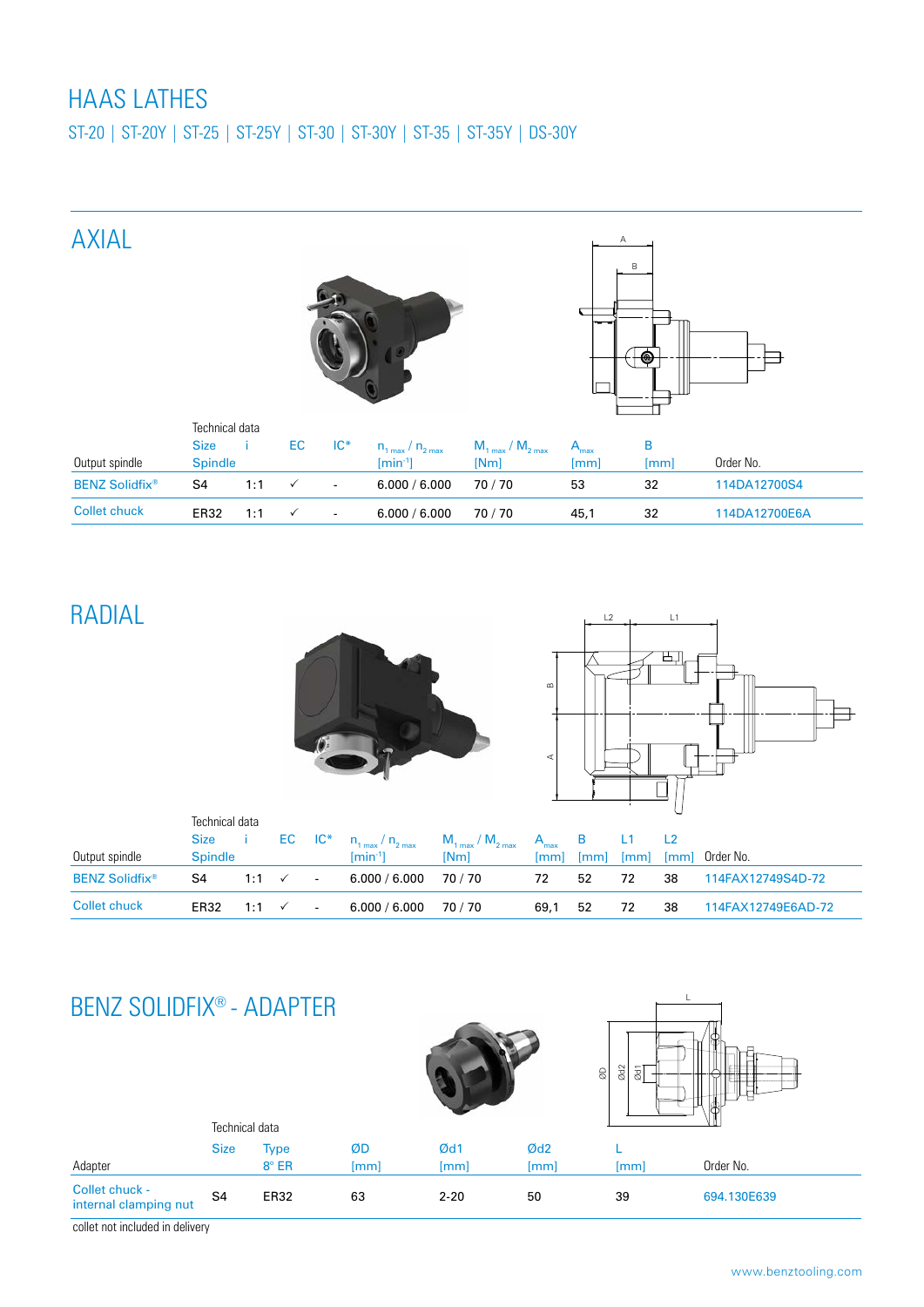# HAAS LATHES

ST-20 | ST-20Y | ST-25 | ST-25Y | ST-30 | ST-30Y | ST-35 | ST-35Y | DS-30Y

## AXIAL

| Output spindle | Technical data Size Spindle | i | EC | IC* | $n_{1\,max}$ / $n_{2\,max}$ [min⁻¹] | $M_{1\,max}$ / $M_{2\,max}$ [Nm] | $A_{max}$ [mm] | B [mm] | Order No. |
|---|---|---|---|---|---|---|---|---|---|
| BENZ Solidfix® | S4 | 1:1 | ✓ | - | 6.000 / 6.000 | 70 / 70 | 53 | 32 | 114DA12700S4 |
| Collet chuck | ER32 | 1:1 | ✓ | - | 6.000 / 6.000 | 70 / 70 | 45,1 | 32 | 114DA12700E6A |

## RADIAL

| Output spindle | Technical data Size Spindle | i | EC | IC* | $n_{1\,max}$ / $n_{2\,max}$ [min⁻¹] | $M_{1\,max}$ / $M_{2\,max}$ [Nm] | $A_{max}$ [mm] | B [mm] | L1 [mm] | L2 [mm] | Order No. |
|---|---|---|---|---|---|---|---|---|---|---|---|
| BENZ Solidfix® | S4 | 1:1 | ✓ | - | 6.000 / 6.000 | 70 / 70 | 72 | 52 | 72 | 38 | 114FAX12749S4D-72 |
| Collet chuck | ER32 | 1:1 | ✓ | - | 6.000 / 6.000 | 70 / 70 | 69,1 | 52 | 72 | 38 | 114FAX12749E6AD-72 |

## BENZ SOLIDFIX® - ADAPTER

| Adapter | Technical data Size | Type 8° ER | ØD [mm] | Ød1 [mm] | Ød2 [mm] | L [mm] | Order No. |
|---|---|---|---|---|---|---|---|
| Collet chuck - internal clamping nut | S4 | ER32 | 63 | 2-20 | 50 | 39 | 694.130E639 |

collet not included in delivery

www.benztooling.com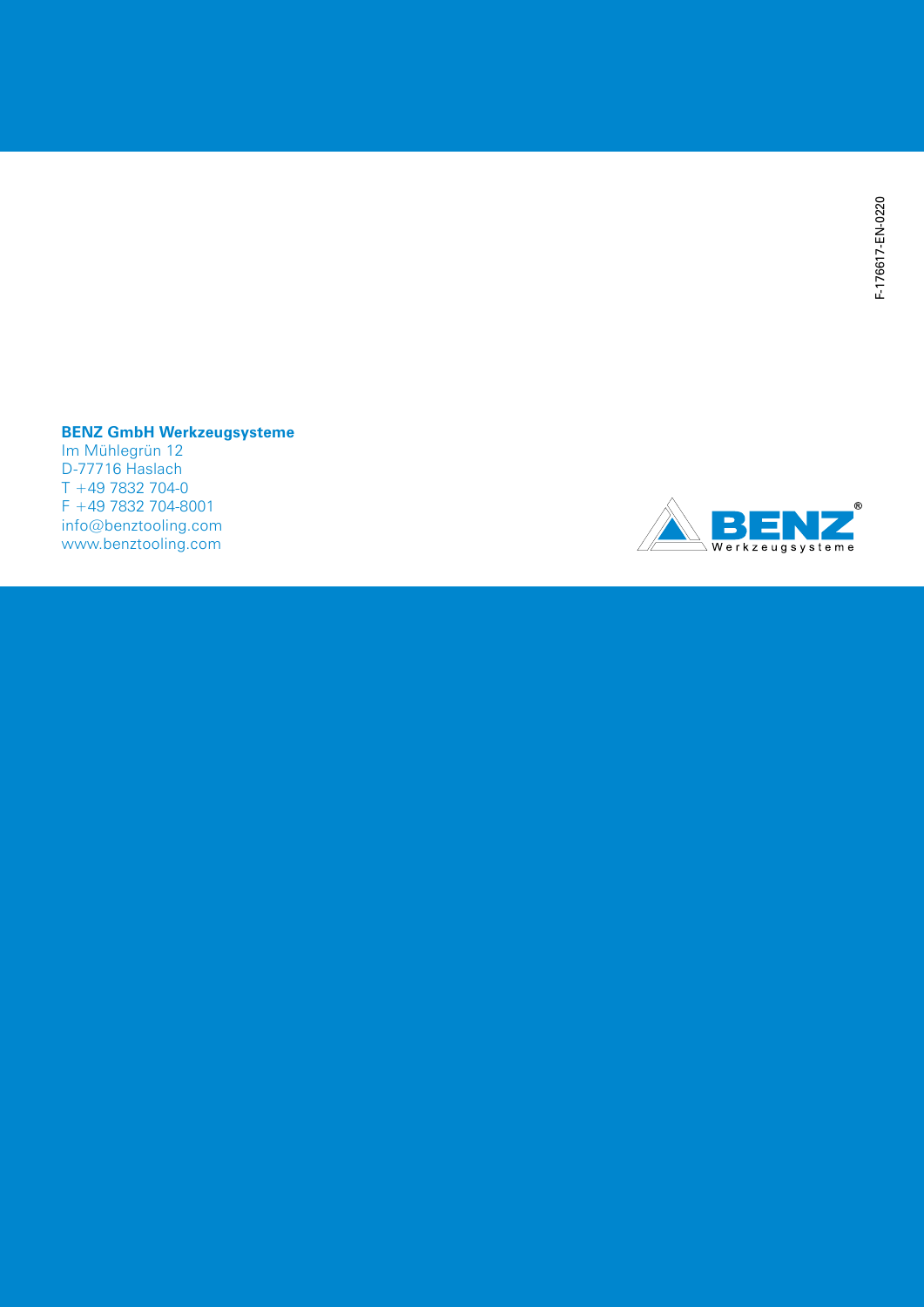F-176617-EN-0220

**BENZ GmbH Werkzeugsysteme**
Im Mühlegrün 12
D-77716 Haslach
T +49 7832 704-0
F +49 7832 704-8001
info@benztooling.com
www.benztooling.com

BENZ®
Werkzeugsysteme